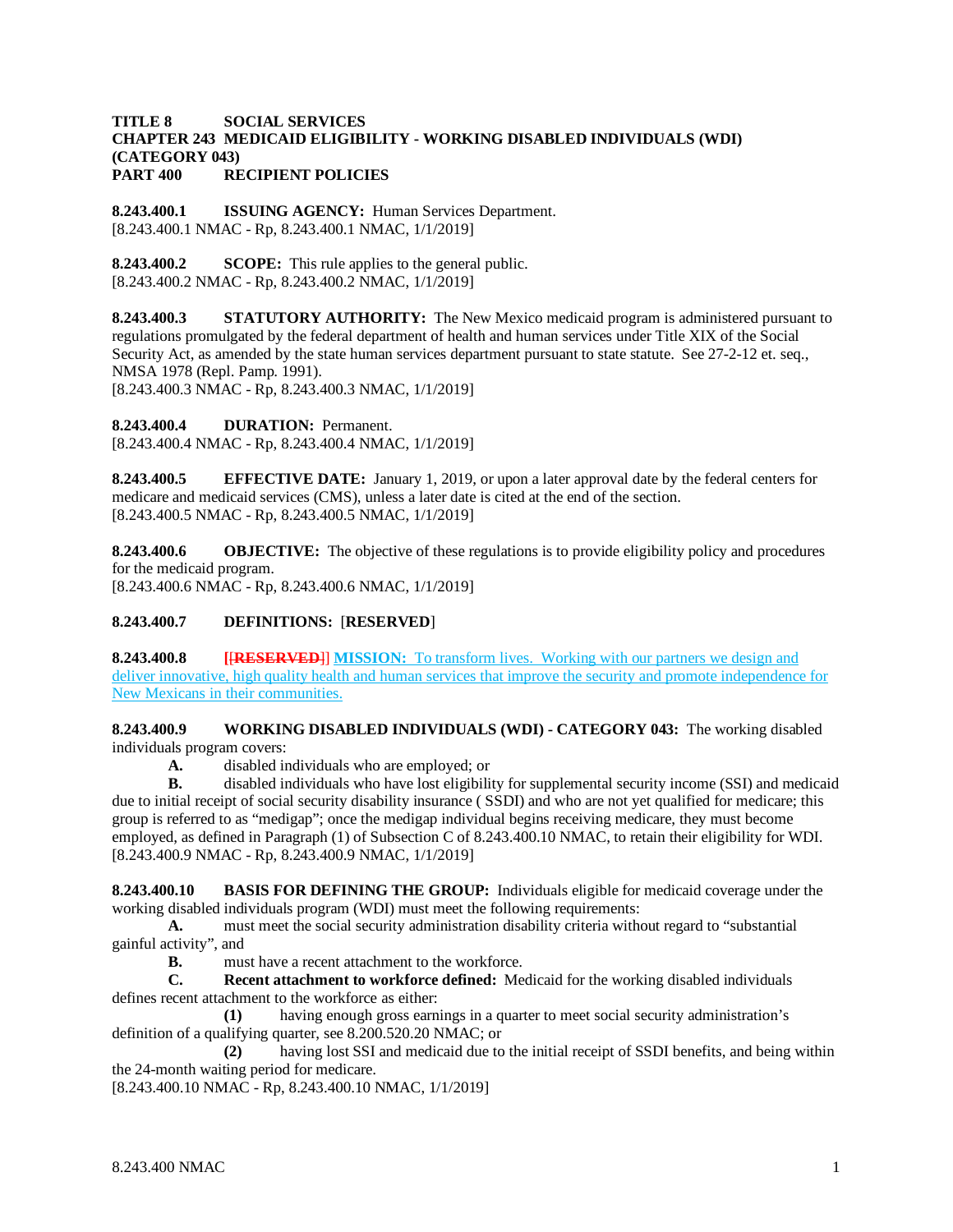**TITLE 8 SOCIAL SERVICES**
**CHAPTER 243 MEDICAID ELIGIBILITY - WORKING DISABLED INDIVIDUALS (WDI) (CATEGORY 043)**
**PART 400 RECIPIENT POLICIES**

**8.243.400.1 ISSUING AGENCY:** Human Services Department.
[8.243.400.1 NMAC - Rp, 8.243.400.1 NMAC, 1/1/2019]

**8.243.400.2 SCOPE:** This rule applies to the general public.
[8.243.400.2 NMAC - Rp, 8.243.400.2 NMAC, 1/1/2019]

**8.243.400.3 STATUTORY AUTHORITY:** The New Mexico medicaid program is administered pursuant to regulations promulgated by the federal department of health and human services under Title XIX of the Social Security Act, as amended by the state human services department pursuant to state statute. See 27-2-12 et. seq., NMSA 1978 (Repl. Pamp. 1991).
[8.243.400.3 NMAC - Rp, 8.243.400.3 NMAC, 1/1/2019]

**8.243.400.4 DURATION:** Permanent.
[8.243.400.4 NMAC - Rp, 8.243.400.4 NMAC, 1/1/2019]

**8.243.400.5 EFFECTIVE DATE:** January 1, 2019, or upon a later approval date by the federal centers for medicare and medicaid services (CMS), unless a later date is cited at the end of the section.
[8.243.400.5 NMAC - Rp, 8.243.400.5 NMAC, 1/1/2019]

**8.243.400.6 OBJECTIVE:** The objective of these regulations is to provide eligibility policy and procedures for the medicaid program.
[8.243.400.6 NMAC - Rp, 8.243.400.6 NMAC, 1/1/2019]

**8.243.400.7 DEFINITIONS:** [**RESERVED**]

**8.243.400.8** **[~~[RESERVED~~]] MISSION:** To transform lives. Working with our partners we design and deliver innovative, high quality health and human services that improve the security and promote independence for New Mexicans in their communities.

**8.243.400.9 WORKING DISABLED INDIVIDUALS (WDI) - CATEGORY 043:** The working disabled individuals program covers:

**A.** disabled individuals who are employed; or

**B.** disabled individuals who have lost eligibility for supplemental security income (SSI) and medicaid due to initial receipt of social security disability insurance ( SSDI) and who are not yet qualified for medicare; this group is referred to as "medigap"; once the medigap individual begins receiving medicare, they must become employed, as defined in Paragraph (1) of Subsection C of 8.243.400.10 NMAC, to retain their eligibility for WDI.
[8.243.400.9 NMAC - Rp, 8.243.400.9 NMAC, 1/1/2019]

**8.243.400.10 BASIS FOR DEFINING THE GROUP:** Individuals eligible for medicaid coverage under the working disabled individuals program (WDI) must meet the following requirements:

**A.** must meet the social security administration disability criteria without regard to "substantial gainful activity", and

**B.** must have a recent attachment to the workforce.

**C. Recent attachment to workforce defined:** Medicaid for the working disabled individuals defines recent attachment to the workforce as either:

**(1)** having enough gross earnings in a quarter to meet social security administration's definition of a qualifying quarter, see 8.200.520.20 NMAC; or

**(2)** having lost SSI and medicaid due to the initial receipt of SSDI benefits, and being within the 24-month waiting period for medicare.
[8.243.400.10 NMAC - Rp, 8.243.400.10 NMAC, 1/1/2019]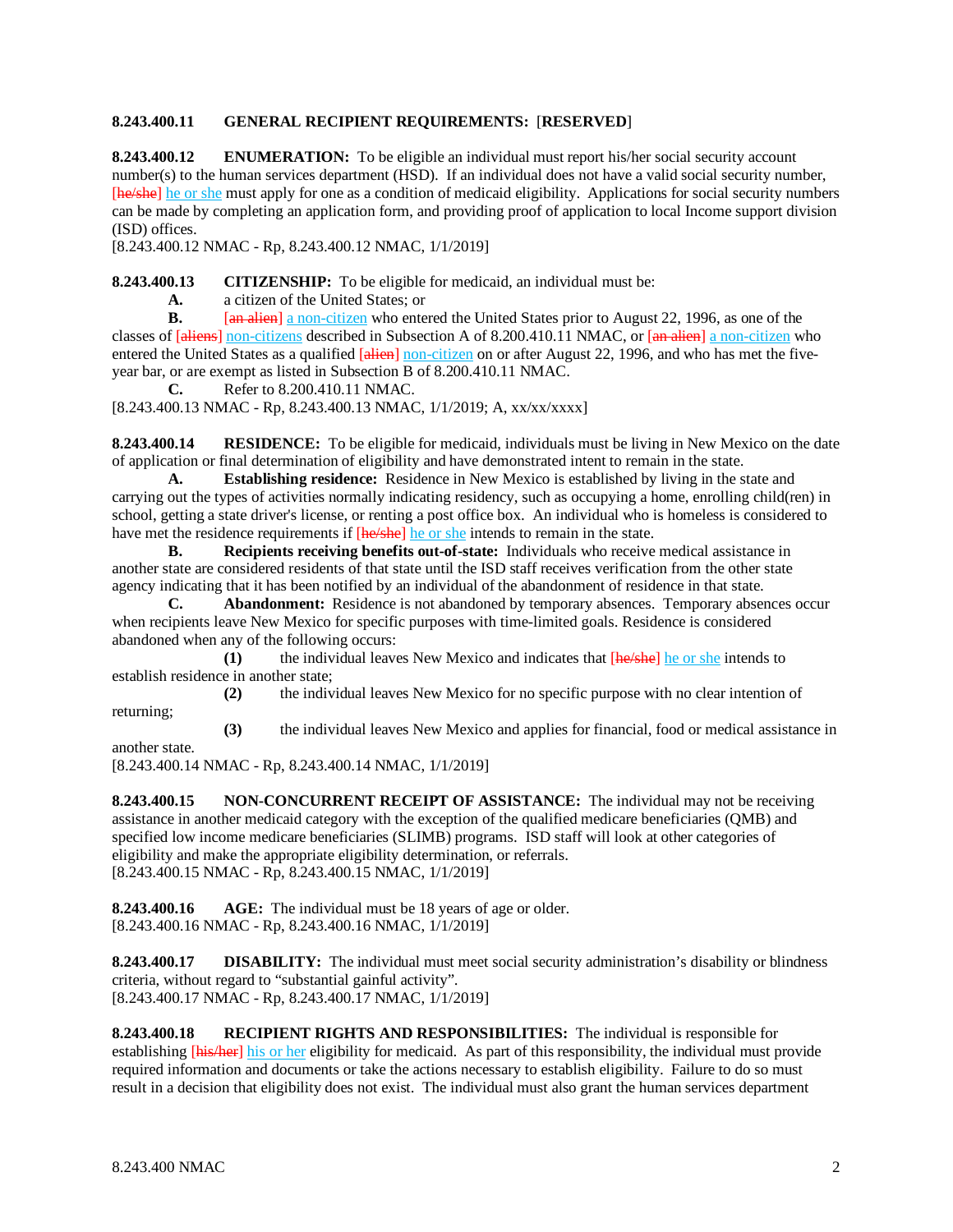**8.243.400.11 GENERAL RECIPIENT REQUIREMENTS:** [**RESERVED**]

**8.243.400.12 ENUMERATION:** To be eligible an individual must report his/her social security account number(s) to the human services department (HSD). If an individual does not have a valid social security number, [he/she] he or she must apply for one as a condition of medicaid eligibility. Applications for social security numbers can be made by completing an application form, and providing proof of application to local Income support division (ISD) offices.
[8.243.400.12 NMAC - Rp, 8.243.400.12 NMAC, 1/1/2019]

**8.243.400.13 CITIZENSHIP:** To be eligible for medicaid, an individual must be:

**A.** a citizen of the United States; or

**B.** [an alien] a non-citizen who entered the United States prior to August 22, 1996, as one of the classes of [aliens] non-citizens described in Subsection A of 8.200.410.11 NMAC, or [an alien] a non-citizen who entered the United States as a qualified [alien] non-citizen on or after August 22, 1996, and who has met the five-year bar, or are exempt as listed in Subsection B of 8.200.410.11 NMAC.

**C.** Refer to 8.200.410.11 NMAC.
[8.243.400.13 NMAC - Rp, 8.243.400.13 NMAC, 1/1/2019; A, xx/xx/xxxx]

**8.243.400.14 RESIDENCE:** To be eligible for medicaid, individuals must be living in New Mexico on the date of application or final determination of eligibility and have demonstrated intent to remain in the state.

**A. Establishing residence:** Residence in New Mexico is established by living in the state and carrying out the types of activities normally indicating residency, such as occupying a home, enrolling child(ren) in school, getting a state driver's license, or renting a post office box. An individual who is homeless is considered to have met the residence requirements if [he/she] he or she intends to remain in the state.

**B. Recipients receiving benefits out-of-state:** Individuals who receive medical assistance in another state are considered residents of that state until the ISD staff receives verification from the other state agency indicating that it has been notified by an individual of the abandonment of residence in that state.

**C. Abandonment:** Residence is not abandoned by temporary absences. Temporary absences occur when recipients leave New Mexico for specific purposes with time-limited goals. Residence is considered abandoned when any of the following occurs:

**(1)** the individual leaves New Mexico and indicates that [he/she] he or she intends to establish residence in another state;

**(2)** the individual leaves New Mexico for no specific purpose with no clear intention of returning;

**(3)** the individual leaves New Mexico and applies for financial, food or medical assistance in another state.
[8.243.400.14 NMAC - Rp, 8.243.400.14 NMAC, 1/1/2019]

**8.243.400.15 NON-CONCURRENT RECEIPT OF ASSISTANCE:** The individual may not be receiving assistance in another medicaid category with the exception of the qualified medicare beneficiaries (QMB) and specified low income medicare beneficiaries (SLIMB) programs. ISD staff will look at other categories of eligibility and make the appropriate eligibility determination, or referrals.
[8.243.400.15 NMAC - Rp, 8.243.400.15 NMAC, 1/1/2019]

**8.243.400.16 AGE:** The individual must be 18 years of age or older.
[8.243.400.16 NMAC - Rp, 8.243.400.16 NMAC, 1/1/2019]

**8.243.400.17 DISABILITY:** The individual must meet social security administration's disability or blindness criteria, without regard to "substantial gainful activity".
[8.243.400.17 NMAC - Rp, 8.243.400.17 NMAC, 1/1/2019]

**8.243.400.18 RECIPIENT RIGHTS AND RESPONSIBILITIES:** The individual is responsible for establishing [his/her] his or her eligibility for medicaid. As part of this responsibility, the individual must provide required information and documents or take the actions necessary to establish eligibility. Failure to do so must result in a decision that eligibility does not exist. The individual must also grant the human services department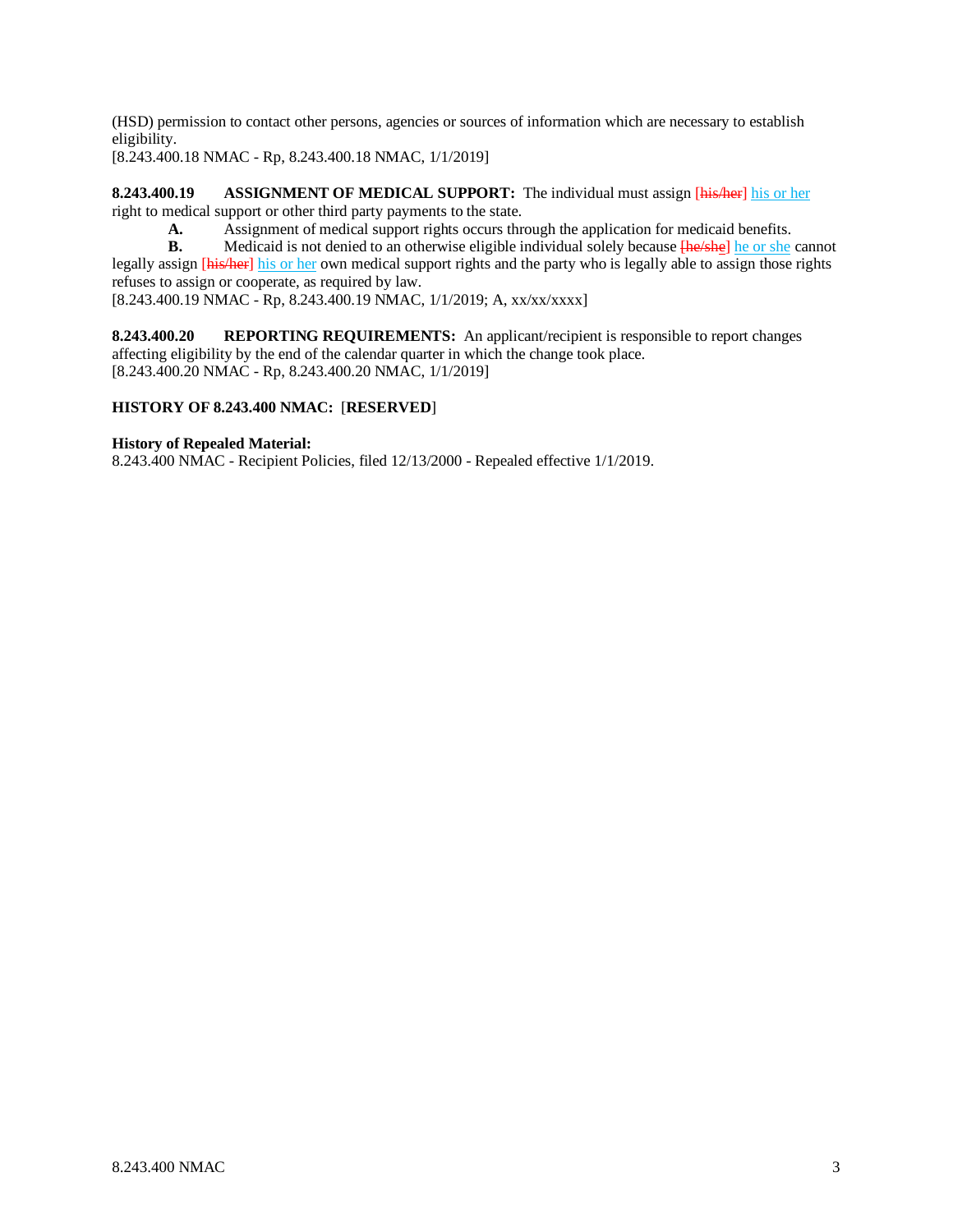(HSD) permission to contact other persons, agencies or sources of information which are necessary to establish eligibility.
[8.243.400.18 NMAC - Rp, 8.243.400.18 NMAC, 1/1/2019]

**8.243.400.19 ASSIGNMENT OF MEDICAL SUPPORT:** The individual must assign [~~his/her~~] his or her right to medical support or other third party payments to the state.

**A.** Assignment of medical support rights occurs through the application for medicaid benefits.

**B.** Medicaid is not denied to an otherwise eligible individual solely because [~~he/she~~] he or she cannot legally assign [~~his/her~~] his or her own medical support rights and the party who is legally able to assign those rights refuses to assign or cooperate, as required by law.

[8.243.400.19 NMAC - Rp, 8.243.400.19 NMAC, 1/1/2019; A, xx/xx/xxxx]

**8.243.400.20 REPORTING REQUIREMENTS:** An applicant/recipient is responsible to report changes affecting eligibility by the end of the calendar quarter in which the change took place.
[8.243.400.20 NMAC - Rp, 8.243.400.20 NMAC, 1/1/2019]

**HISTORY OF 8.243.400 NMAC:** [**RESERVED**]

**History of Repealed Material:**
8.243.400 NMAC - Recipient Policies, filed 12/13/2000 - Repealed effective 1/1/2019.